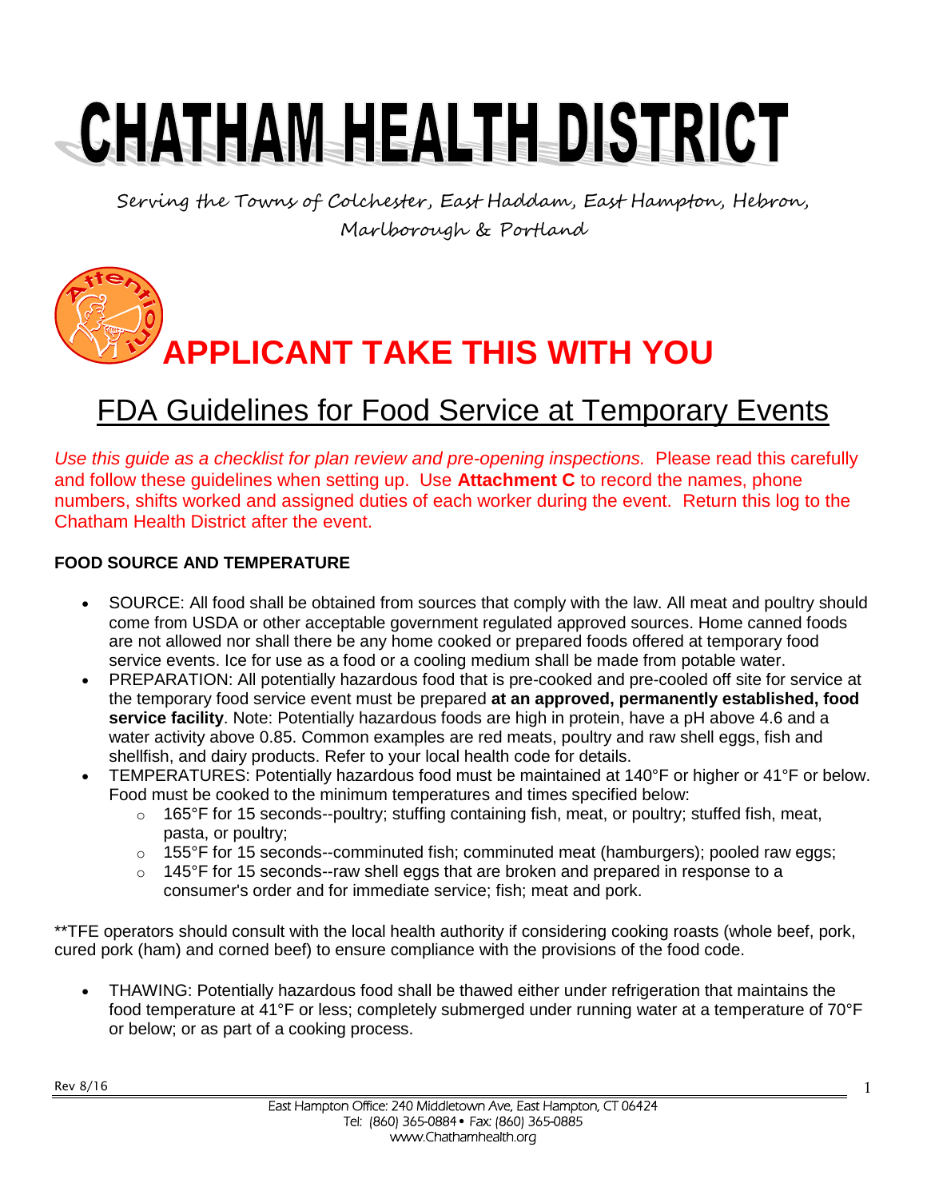# CHATHAM HEALTH DISTRICT

Serving the Towns of Colchester, East Haddam, East Hampton, Hebron, Marlborough & Portland

# APPLICANT TAKE THIS WITH YOU

## FDA Guidelines for Food Service at Temporary Events

*Use this guide as a checklist for plan review and pre-opening inspections.* Please read this carefully and follow these guidelines when setting up. Use **Attachment C** to record the names, phone numbers, shifts worked and assigned duties of each worker during the event. Return this log to the Chatham Health District after the event.

### FOOD SOURCE AND TEMPERATURE

- SOURCE: All food shall be obtained from sources that comply with the law. All meat and poultry should come from USDA or other acceptable government regulated approved sources. Home canned foods are not allowed nor shall there be any home cooked or prepared foods offered at temporary food service events. Ice for use as a food or a cooling medium shall be made from potable water.
- PREPARATION: All potentially hazardous food that is pre-cooked and pre-cooled off site for service at the temporary food service event must be prepared **at an approved, permanently established, food service facility**. Note: Potentially hazardous foods are high in protein, have a pH above 4.6 and a water activity above 0.85. Common examples are red meats, poultry and raw shell eggs, fish and shellfish, and dairy products. Refer to your local health code for details.
- TEMPERATURES: Potentially hazardous food must be maintained at 140°F or higher or 41°F or below. Food must be cooked to the minimum temperatures and times specified below:
  - 165°F for 15 seconds--poultry; stuffing containing fish, meat, or poultry; stuffed fish, meat, pasta, or poultry;
  - 155°F for 15 seconds--comminuted fish; comminuted meat (hamburgers); pooled raw eggs;
  - 145°F for 15 seconds--raw shell eggs that are broken and prepared in response to a consumer's order and for immediate service; fish; meat and pork.

**TFE operators should consult with the local health authority if considering cooking roasts (whole beef, pork, cured pork (ham) and corned beef) to ensure compliance with the provisions of the food code.

- THAWING: Potentially hazardous food shall be thawed either under refrigeration that maintains the food temperature at 41°F or less; completely submerged under running water at a temperature of 70°F or below; or as part of a cooking process.

Rev 8/16

East Hampton Office: 240 Middletown Ave, East Hampton, CT 06424
Tel: (860) 365-0884 • Fax: (860) 365-0885
www.Chathamhealth.org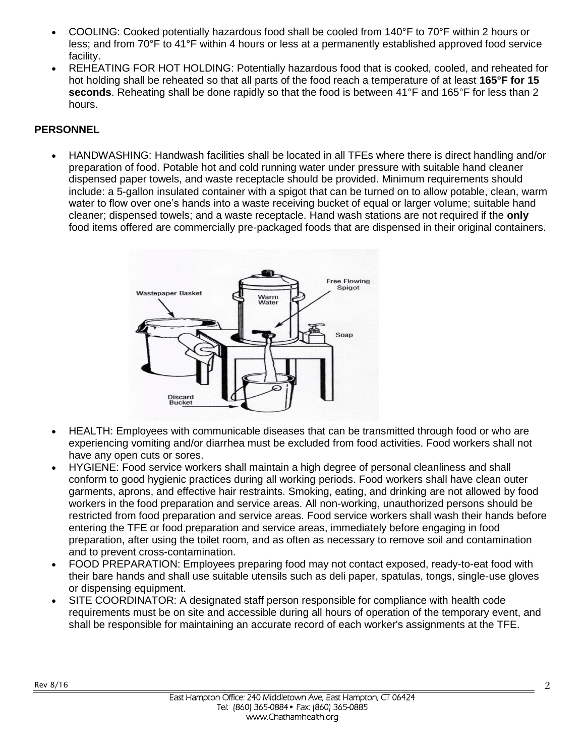- COOLING: Cooked potentially hazardous food shall be cooled from 140°F to 70°F within 2 hours or less; and from 70°F to 41°F within 4 hours or less at a permanently established approved food service facility.
- REHEATING FOR HOT HOLDING: Potentially hazardous food that is cooked, cooled, and reheated for hot holding shall be reheated so that all parts of the food reach a temperature of at least **165°F for 15 seconds**. Reheating shall be done rapidly so that the food is between 41°F and 165°F for less than 2 hours.

**PERSONNEL**

- HANDWASHING: Handwash facilities shall be located in all TFEs where there is direct handling and/or preparation of food. Potable hot and cold running water under pressure with suitable hand cleaner dispensed paper towels, and waste receptacle should be provided. Minimum requirements should include: a 5-gallon insulated container with a spigot that can be turned on to allow potable, clean, warm water to flow over one's hands into a waste receiving bucket of equal or larger volume; suitable hand cleaner; dispensed towels; and a waste receptacle. Hand wash stations are not required if the **only** food items offered are commercially pre-packaged foods that are dispensed in their original containers.

- HEALTH: Employees with communicable diseases that can be transmitted through food or who are experiencing vomiting and/or diarrhea must be excluded from food activities. Food workers shall not have any open cuts or sores.
- HYGIENE: Food service workers shall maintain a high degree of personal cleanliness and shall conform to good hygienic practices during all working periods. Food workers shall have clean outer garments, aprons, and effective hair restraints. Smoking, eating, and drinking are not allowed by food workers in the food preparation and service areas. All non-working, unauthorized persons should be restricted from food preparation and service areas. Food service workers shall wash their hands before entering the TFE or food preparation and service areas, immediately before engaging in food preparation, after using the toilet room, and as often as necessary to remove soil and contamination and to prevent cross-contamination.
- FOOD PREPARATION: Employees preparing food may not contact exposed, ready-to-eat food with their bare hands and shall use suitable utensils such as deli paper, spatulas, tongs, single-use gloves or dispensing equipment.
- SITE COORDINATOR: A designated staff person responsible for compliance with health code requirements must be on site and accessible during all hours of operation of the temporary event, and shall be responsible for maintaining an accurate record of each worker's assignments at the TFE.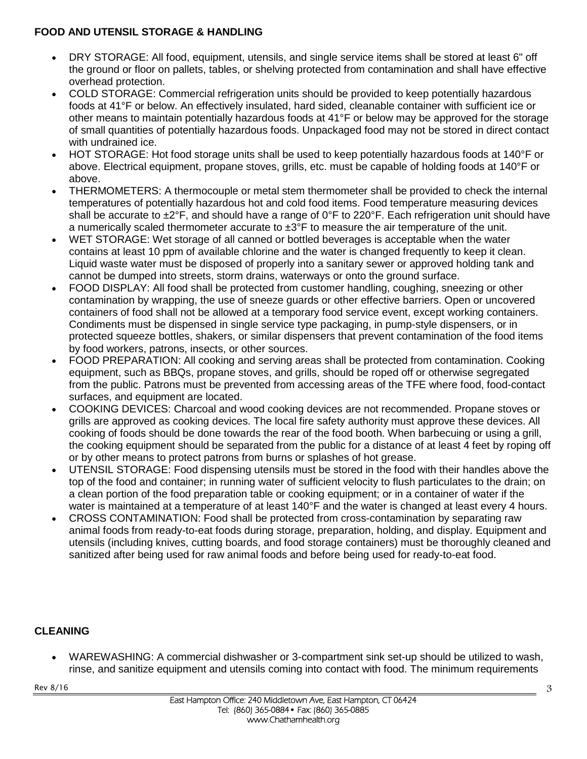**FOOD AND UTENSIL STORAGE & HANDLING**

- DRY STORAGE: All food, equipment, utensils, and single service items shall be stored at least 6" off the ground or floor on pallets, tables, or shelving protected from contamination and shall have effective overhead protection.
- COLD STORAGE: Commercial refrigeration units should be provided to keep potentially hazardous foods at 41°F or below. An effectively insulated, hard sided, cleanable container with sufficient ice or other means to maintain potentially hazardous foods at 41°F or below may be approved for the storage of small quantities of potentially hazardous foods. Unpackaged food may not be stored in direct contact with undrained ice.
- HOT STORAGE: Hot food storage units shall be used to keep potentially hazardous foods at 140°F or above. Electrical equipment, propane stoves, grills, etc. must be capable of holding foods at 140°F or above.
- THERMOMETERS: A thermocouple or metal stem thermometer shall be provided to check the internal temperatures of potentially hazardous hot and cold food items. Food temperature measuring devices shall be accurate to ±2°F, and should have a range of 0°F to 220°F. Each refrigeration unit should have a numerically scaled thermometer accurate to ±3°F to measure the air temperature of the unit.
- WET STORAGE: Wet storage of all canned or bottled beverages is acceptable when the water contains at least 10 ppm of available chlorine and the water is changed frequently to keep it clean. Liquid waste water must be disposed of properly into a sanitary sewer or approved holding tank and cannot be dumped into streets, storm drains, waterways or onto the ground surface.
- FOOD DISPLAY: All food shall be protected from customer handling, coughing, sneezing or other contamination by wrapping, the use of sneeze guards or other effective barriers. Open or uncovered containers of food shall not be allowed at a temporary food service event, except working containers. Condiments must be dispensed in single service type packaging, in pump-style dispensers, or in protected squeeze bottles, shakers, or similar dispensers that prevent contamination of the food items by food workers, patrons, insects, or other sources.
- FOOD PREPARATION: All cooking and serving areas shall be protected from contamination. Cooking equipment, such as BBQs, propane stoves, and grills, should be roped off or otherwise segregated from the public. Patrons must be prevented from accessing areas of the TFE where food, food-contact surfaces, and equipment are located.
- COOKING DEVICES: Charcoal and wood cooking devices are not recommended. Propane stoves or grills are approved as cooking devices. The local fire safety authority must approve these devices. All cooking of foods should be done towards the rear of the food booth. When barbecuing or using a grill, the cooking equipment should be separated from the public for a distance of at least 4 feet by roping off or by other means to protect patrons from burns or splashes of hot grease.
- UTENSIL STORAGE: Food dispensing utensils must be stored in the food with their handles above the top of the food and container; in running water of sufficient velocity to flush particulates to the drain; on a clean portion of the food preparation table or cooking equipment; or in a container of water if the water is maintained at a temperature of at least 140°F and the water is changed at least every 4 hours.
- CROSS CONTAMINATION: Food shall be protected from cross-contamination by separating raw animal foods from ready-to-eat foods during storage, preparation, holding, and display. Equipment and utensils (including knives, cutting boards, and food storage containers) must be thoroughly cleaned and sanitized after being used for raw animal foods and before being used for ready-to-eat food.

**CLEANING**

- WAREWASHING: A commercial dishwasher or 3-compartment sink set-up should be utilized to wash, rinse, and sanitize equipment and utensils coming into contact with food. The minimum requirements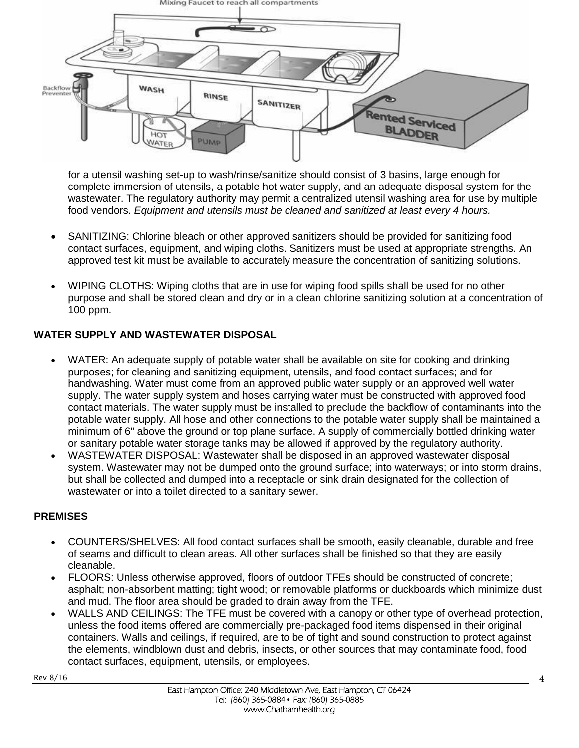for a utensil washing set-up to wash/rinse/sanitize should consist of 3 basins, large enough for complete immersion of utensils, a potable hot water supply, and an adequate disposal system for the wastewater. The regulatory authority may permit a centralized utensil washing area for use by multiple food vendors. *Equipment and utensils must be cleaned and sanitized at least every 4 hours.*

- SANITIZING: Chlorine bleach or other approved sanitizers should be provided for sanitizing food contact surfaces, equipment, and wiping cloths. Sanitizers must be used at appropriate strengths. An approved test kit must be available to accurately measure the concentration of sanitizing solutions.

- WIPING CLOTHS: Wiping cloths that are in use for wiping food spills shall be used for no other purpose and shall be stored clean and dry or in a clean chlorine sanitizing solution at a concentration of 100 ppm.

**WATER SUPPLY AND WASTEWATER DISPOSAL**

- WATER: An adequate supply of potable water shall be available on site for cooking and drinking purposes; for cleaning and sanitizing equipment, utensils, and food contact surfaces; and for handwashing. Water must come from an approved public water supply or an approved well water supply. The water supply system and hoses carrying water must be constructed with approved food contact materials. The water supply must be installed to preclude the backflow of contaminants into the potable water supply. All hose and other connections to the potable water supply shall be maintained a minimum of 6" above the ground or top plane surface. A supply of commercially bottled drinking water or sanitary potable water storage tanks may be allowed if approved by the regulatory authority.
- WASTEWATER DISPOSAL: Wastewater shall be disposed in an approved wastewater disposal system. Wastewater may not be dumped onto the ground surface; into waterways; or into storm drains, but shall be collected and dumped into a receptacle or sink drain designated for the collection of wastewater or into a toilet directed to a sanitary sewer.

**PREMISES**

- COUNTERS/SHELVES: All food contact surfaces shall be smooth, easily cleanable, durable and free of seams and difficult to clean areas. All other surfaces shall be finished so that they are easily cleanable.
- FLOORS: Unless otherwise approved, floors of outdoor TFEs should be constructed of concrete; asphalt; non-absorbent matting; tight wood; or removable platforms or duckboards which minimize dust and mud. The floor area should be graded to drain away from the TFE.
- WALLS AND CEILINGS: The TFE must be covered with a canopy or other type of overhead protection, unless the food items offered are commercially pre-packaged food items dispensed in their original containers. Walls and ceilings, if required, are to be of tight and sound construction to protect against the elements, windblown dust and debris, insects, or other sources that may contaminate food, food contact surfaces, equipment, utensils, or employees.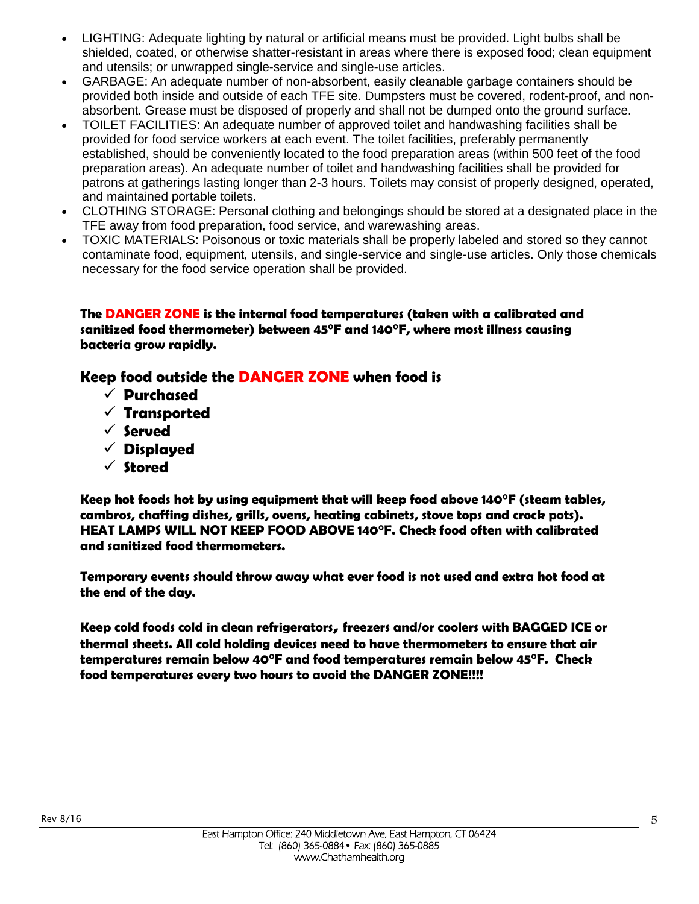- LIGHTING: Adequate lighting by natural or artificial means must be provided. Light bulbs shall be shielded, coated, or otherwise shatter-resistant in areas where there is exposed food; clean equipment and utensils; or unwrapped single-service and single-use articles.
- GARBAGE: An adequate number of non-absorbent, easily cleanable garbage containers should be provided both inside and outside of each TFE site. Dumpsters must be covered, rodent-proof, and non-absorbent. Grease must be disposed of properly and shall not be dumped onto the ground surface.
- TOILET FACILITIES: An adequate number of approved toilet and handwashing facilities shall be provided for food service workers at each event. The toilet facilities, preferably permanently established, should be conveniently located to the food preparation areas (within 500 feet of the food preparation areas). An adequate number of toilet and handwashing facilities shall be provided for patrons at gatherings lasting longer than 2-3 hours. Toilets may consist of properly designed, operated, and maintained portable toilets.
- CLOTHING STORAGE: Personal clothing and belongings should be stored at a designated place in the TFE away from food preparation, food service, and warewashing areas.
- TOXIC MATERIALS: Poisonous or toxic materials shall be properly labeled and stored so they cannot contaminate food, equipment, utensils, and single-service and single-use articles. Only those chemicals necessary for the food service operation shall be provided.

**The DANGER ZONE is the internal food temperatures (taken with a calibrated and sanitized food thermometer) between 45°F and 140°F, where most illness causing bacteria grow rapidly.**

## Keep food outside the DANGER ZONE when food is

- ✓ **Purchased**
- ✓ **Transported**
- ✓ **Served**
- ✓ **Displayed**
- ✓ **Stored**

**Keep hot foods hot by using equipment that will keep food above 140°F (steam tables, cambros, chaffing dishes, grills, ovens, heating cabinets, stove tops and crock pots). HEAT LAMPS WILL NOT KEEP FOOD ABOVE 140°F. Check food often with calibrated and sanitized food thermometers.**

**Temporary events should throw away what ever food is not used and extra hot food at the end of the day.**

**Keep cold foods cold in clean refrigerators, freezers and/or coolers with BAGGED ICE or thermal sheets. All cold holding devices need to have thermometers to ensure that air temperatures remain below 40°F and food temperatures remain below 45°F. Check food temperatures every two hours to avoid the DANGER ZONE!!!!**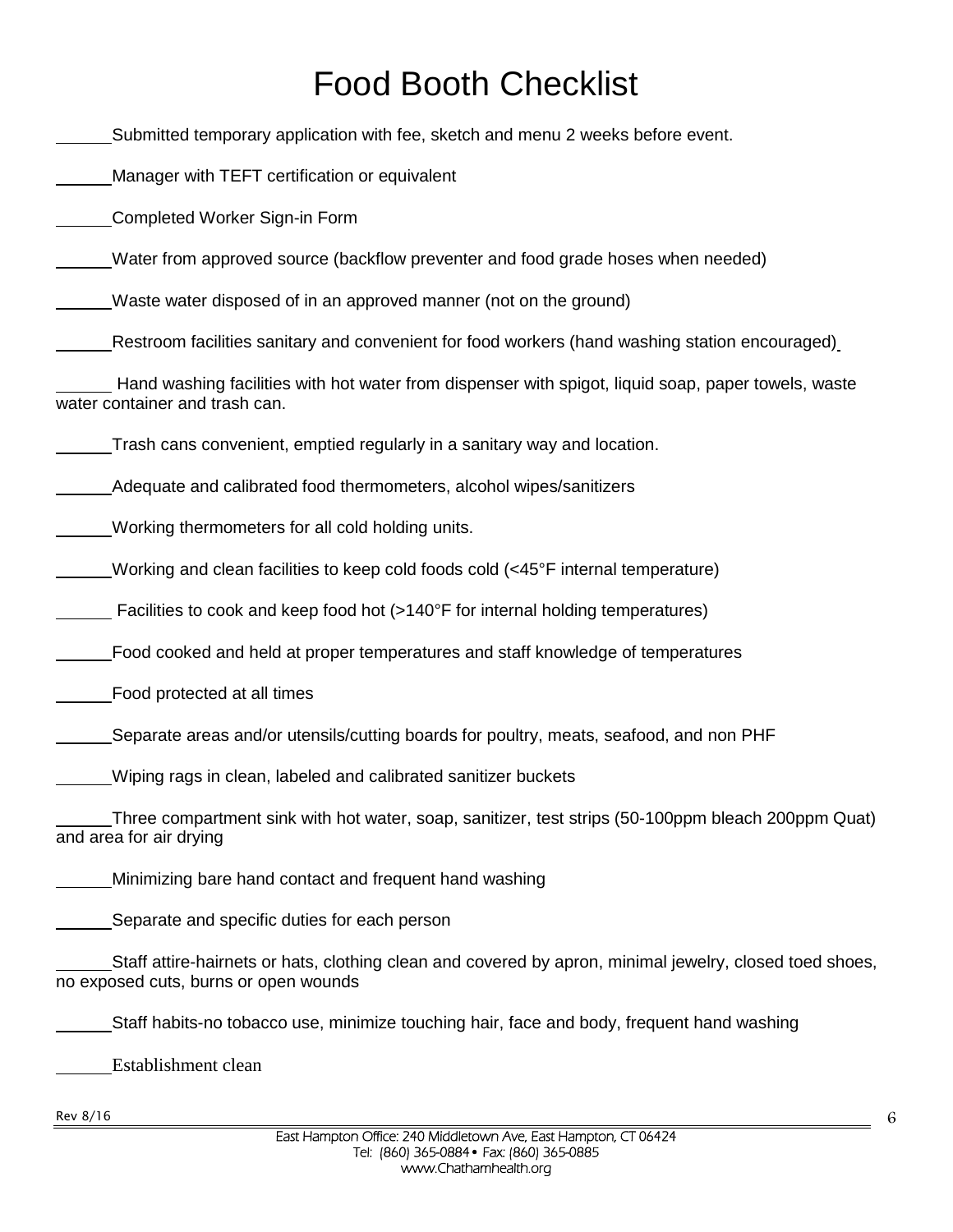# Food Booth Checklist

______Submitted temporary application with fee, sketch and menu 2 weeks before event.

______Manager with TEFT certification or equivalent

______Completed Worker Sign-in Form

______Water from approved source (backflow preventer and food grade hoses when needed)

______Waste water disposed of in an approved manner (not on the ground)

______Restroom facilities sanitary and convenient for food workers (hand washing station encouraged)

______ Hand washing facilities with hot water from dispenser with spigot, liquid soap, paper towels, waste water container and trash can.

______Trash cans convenient, emptied regularly in a sanitary way and location.

______Adequate and calibrated food thermometers, alcohol wipes/sanitizers

______Working thermometers for all cold holding units.

______Working and clean facilities to keep cold foods cold (<45°F internal temperature)

______ Facilities to cook and keep food hot (>140°F for internal holding temperatures)

______Food cooked and held at proper temperatures and staff knowledge of temperatures

______Food protected at all times

______Separate areas and/or utensils/cutting boards for poultry, meats, seafood, and non PHF

______Wiping rags in clean, labeled and calibrated sanitizer buckets

______Three compartment sink with hot water, soap, sanitizer, test strips (50-100ppm bleach 200ppm Quat) and area for air drying

______Minimizing bare hand contact and frequent hand washing

______Separate and specific duties for each person

______Staff attire-hairnets or hats, clothing clean and covered by apron, minimal jewelry, closed toed shoes, no exposed cuts, burns or open wounds

______Staff habits-no tobacco use, minimize touching hair, face and body, frequent hand washing

______Establishment clean

Rev 8/16

East Hampton Office: 240 Middletown Ave, East Hampton, CT 06424
Tel: (860) 365-0884 • Fax: (860) 365-0885
www.Chathamhealth.org